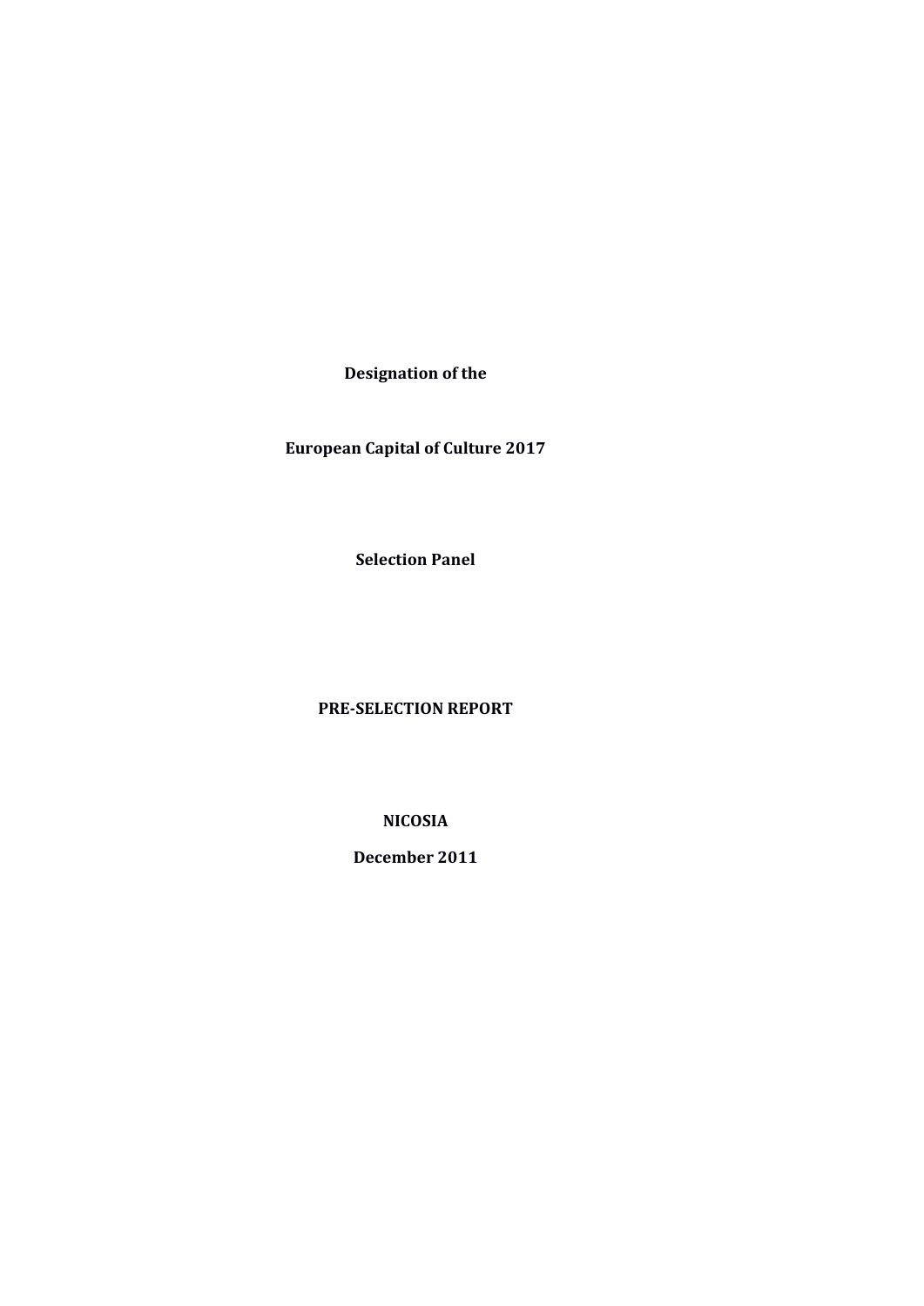**Designation of the**

**European Capital of Culture 2017**

**Selection Panel**

**PRE-SELECTION REPORT**

**NICOSIA**

**December 2011**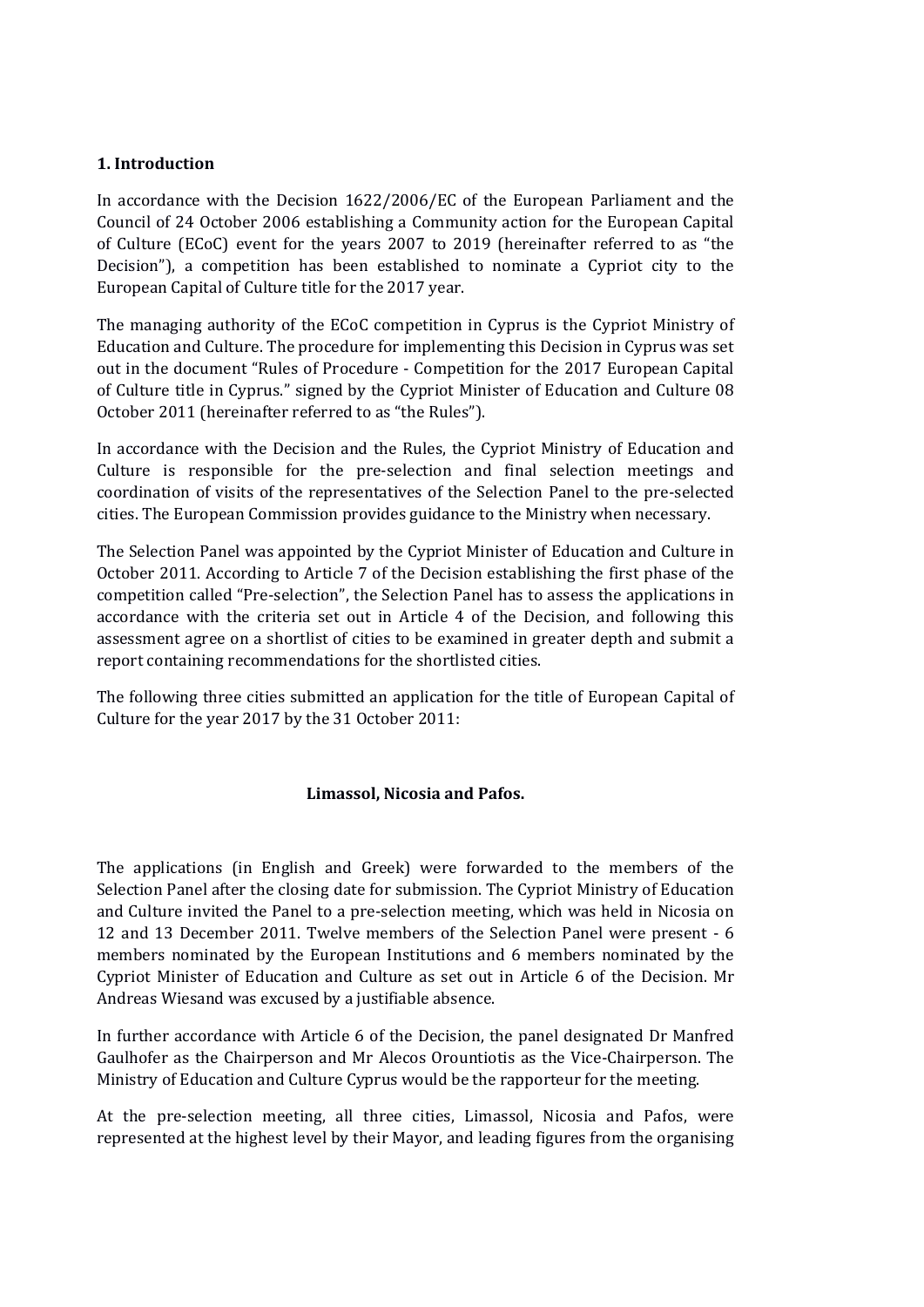## 1. Introduction

In accordance with the Decision 1622/2006/EC of the European Parliament and the Council of 24 October 2006 establishing a Community action for the European Capital of Culture (ECoC) event for the years 2007 to 2019 (hereinafter referred to as "the Decision"), a competition has been established to nominate a Cypriot city to the European Capital of Culture title for the 2017 year.

The managing authority of the ECoC competition in Cyprus is the Cypriot Ministry of Education and Culture. The procedure for implementing this Decision in Cyprus was set out in the document "Rules of Procedure - Competition for the 2017 European Capital of Culture title in Cyprus." signed by the Cypriot Minister of Education and Culture 08 October 2011 (hereinafter referred to as "the Rules").

In accordance with the Decision and the Rules, the Cypriot Ministry of Education and Culture is responsible for the pre-selection and final selection meetings and coordination of visits of the representatives of the Selection Panel to the pre-selected cities. The European Commission provides guidance to the Ministry when necessary.

The Selection Panel was appointed by the Cypriot Minister of Education and Culture in October 2011. According to Article 7 of the Decision establishing the first phase of the competition called "Pre-selection", the Selection Panel has to assess the applications in accordance with the criteria set out in Article 4 of the Decision, and following this assessment agree on a shortlist of cities to be examined in greater depth and submit a report containing recommendations for the shortlisted cities.

The following three cities submitted an application for the title of European Capital of Culture for the year 2017 by the 31 October 2011:

**Limassol, Nicosia and Pafos.**

The applications (in English and Greek) were forwarded to the members of the Selection Panel after the closing date for submission. The Cypriot Ministry of Education and Culture invited the Panel to a pre-selection meeting, which was held in Nicosia on 12 and 13 December 2011. Twelve members of the Selection Panel were present - 6 members nominated by the European Institutions and 6 members nominated by the Cypriot Minister of Education and Culture as set out in Article 6 of the Decision. Mr Andreas Wiesand was excused by a justifiable absence.

In further accordance with Article 6 of the Decision, the panel designated Dr Manfred Gaulhofer as the Chairperson and Mr Alecos Orountiotis as the Vice-Chairperson. The Ministry of Education and Culture Cyprus would be the rapporteur for the meeting.

At the pre-selection meeting, all three cities, Limassol, Nicosia and Pafos, were represented at the highest level by their Mayor, and leading figures from the organising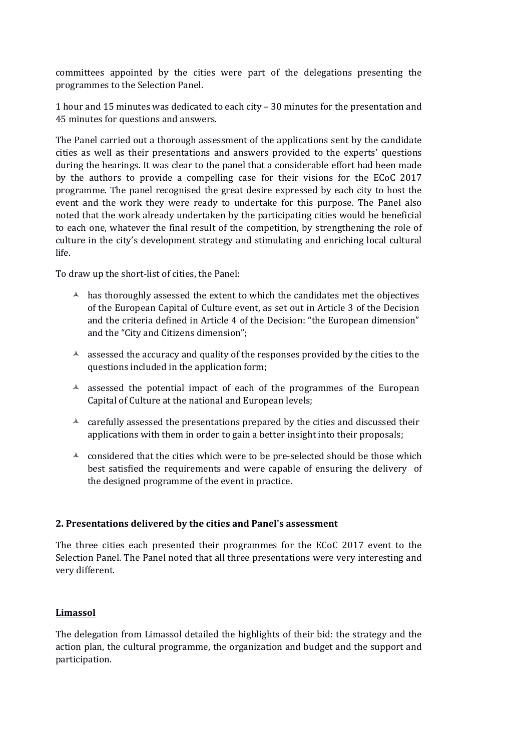committees appointed by the cities were part of the delegations presenting the programmes to the Selection Panel.

1 hour and 15 minutes was dedicated to each city – 30 minutes for the presentation and 45 minutes for questions and answers.

The Panel carried out a thorough assessment of the applications sent by the candidate cities as well as their presentations and answers provided to the experts' questions during the hearings. It was clear to the panel that a considerable effort had been made by the authors to provide a compelling case for their visions for the ECoC 2017 programme. The panel recognised the great desire expressed by each city to host the event and the work they were ready to undertake for this purpose. The Panel also noted that the work already undertaken by the participating cities would be beneficial to each one, whatever the final result of the competition, by strengthening the role of culture in the city's development strategy and stimulating and enriching local cultural life.

To draw up the short-list of cities, the Panel:

- has thoroughly assessed the extent to which the candidates met the objectives of the European Capital of Culture event, as set out in Article 3 of the Decision and the criteria defined in Article 4 of the Decision: "the European dimension" and the "City and Citizens dimension";
- assessed the accuracy and quality of the responses provided by the cities to the questions included in the application form;
- assessed the potential impact of each of the programmes of the European Capital of Culture at the national and European levels;
- carefully assessed the presentations prepared by the cities and discussed their applications with them in order to gain a better insight into their proposals;
- considered that the cities which were to be pre-selected should be those which best satisfied the requirements and were capable of ensuring the delivery of the designed programme of the event in practice.

## 2. Presentations delivered by the cities and Panel's assessment

The three cities each presented their programmes for the ECoC 2017 event to the Selection Panel. The Panel noted that all three presentations were very interesting and very different.

### Limassol

The delegation from Limassol detailed the highlights of their bid: the strategy and the action plan, the cultural programme, the organization and budget and the support and participation.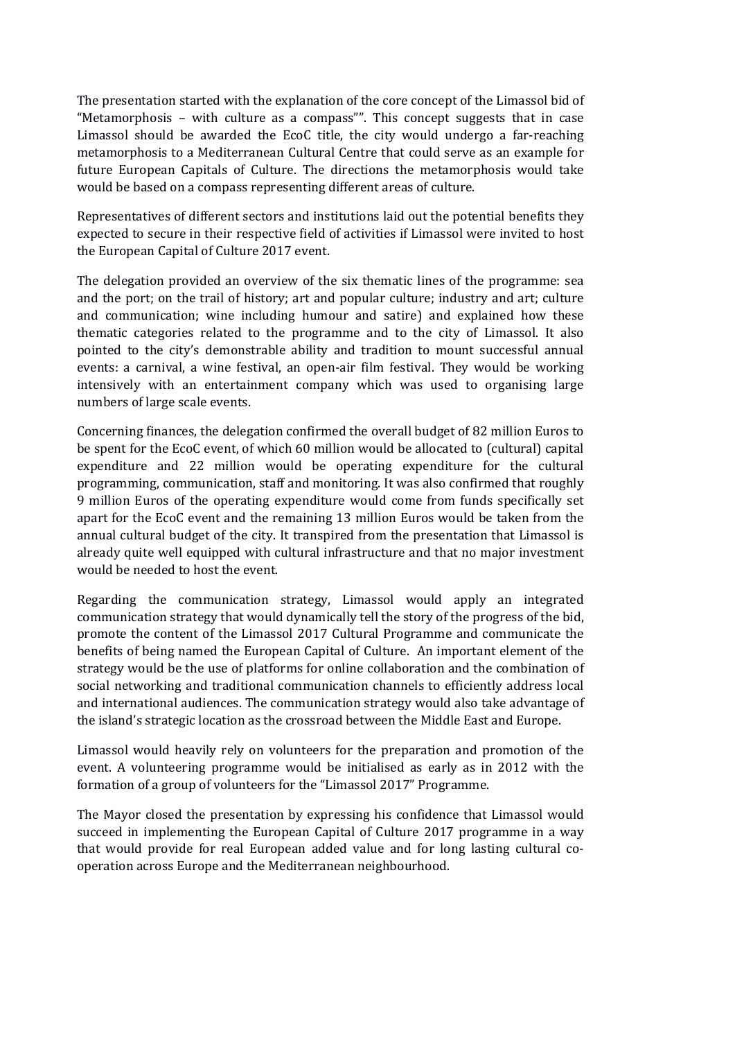The presentation started with the explanation of the core concept of the Limassol bid of "Metamorphosis – with culture as a compass"". This concept suggests that in case Limassol should be awarded the EcoC title, the city would undergo a far-reaching metamorphosis to a Mediterranean Cultural Centre that could serve as an example for future European Capitals of Culture. The directions the metamorphosis would take would be based on a compass representing different areas of culture.

Representatives of different sectors and institutions laid out the potential benefits they expected to secure in their respective field of activities if Limassol were invited to host the European Capital of Culture 2017 event.

The delegation provided an overview of the six thematic lines of the programme: sea and the port; on the trail of history; art and popular culture; industry and art; culture and communication; wine including humour and satire) and explained how these thematic categories related to the programme and to the city of Limassol. It also pointed to the city's demonstrable ability and tradition to mount successful annual events: a carnival, a wine festival, an open-air film festival. They would be working intensively with an entertainment company which was used to organising large numbers of large scale events.

Concerning finances, the delegation confirmed the overall budget of 82 million Euros to be spent for the EcoC event, of which 60 million would be allocated to (cultural) capital expenditure and 22 million would be operating expenditure for the cultural programming, communication, staff and monitoring. It was also confirmed that roughly 9 million Euros of the operating expenditure would come from funds specifically set apart for the EcoC event and the remaining 13 million Euros would be taken from the annual cultural budget of the city. It transpired from the presentation that Limassol is already quite well equipped with cultural infrastructure and that no major investment would be needed to host the event.

Regarding the communication strategy, Limassol would apply an integrated communication strategy that would dynamically tell the story of the progress of the bid, promote the content of the Limassol 2017 Cultural Programme and communicate the benefits of being named the European Capital of Culture. An important element of the strategy would be the use of platforms for online collaboration and the combination of social networking and traditional communication channels to efficiently address local and international audiences. The communication strategy would also take advantage of the island's strategic location as the crossroad between the Middle East and Europe.

Limassol would heavily rely on volunteers for the preparation and promotion of the event. A volunteering programme would be initialised as early as in 2012 with the formation of a group of volunteers for the "Limassol 2017" Programme.

The Mayor closed the presentation by expressing his confidence that Limassol would succeed in implementing the European Capital of Culture 2017 programme in a way that would provide for real European added value and for long lasting cultural co-operation across Europe and the Mediterranean neighbourhood.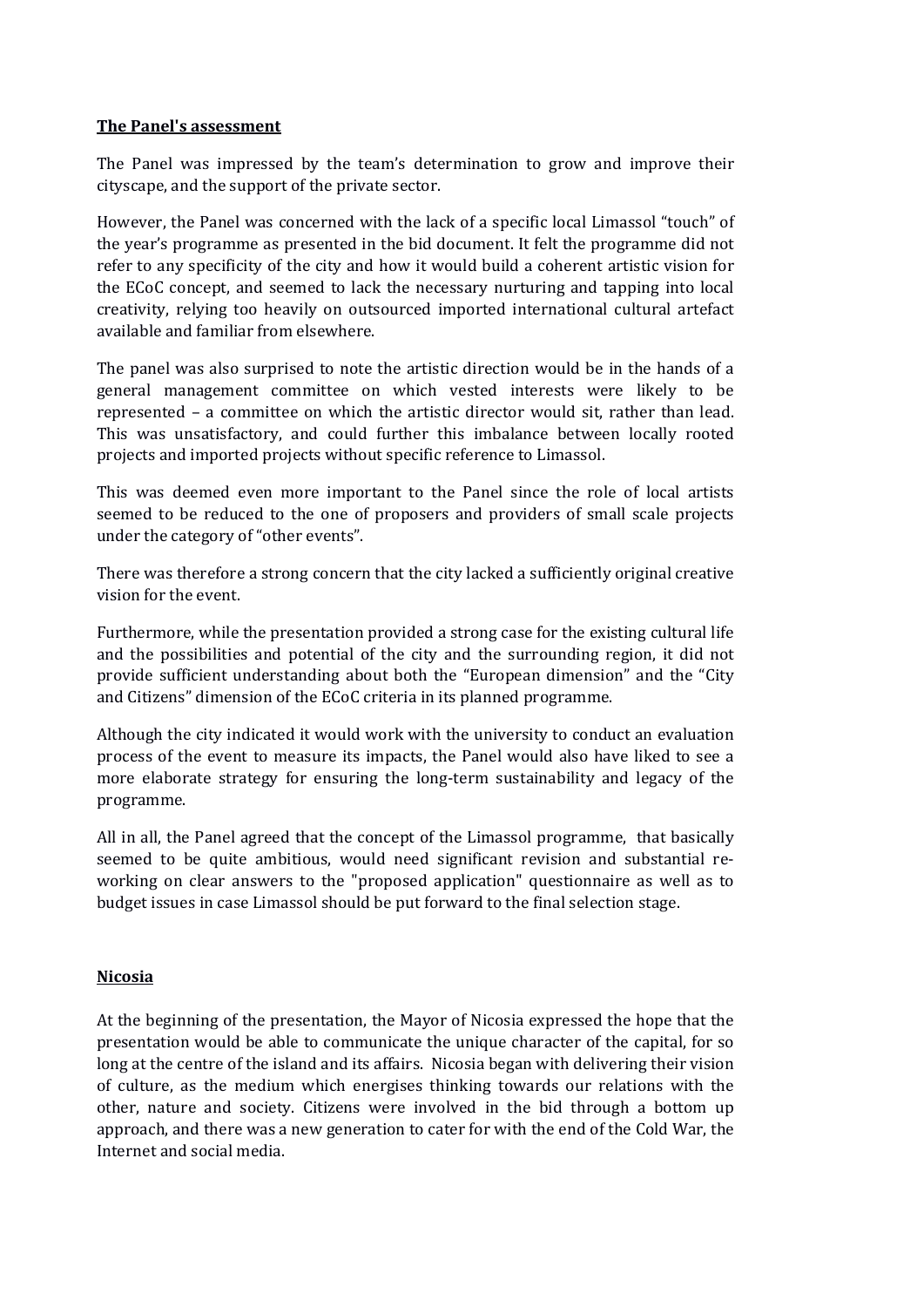**The Panel's assessment**

The Panel was impressed by the team's determination to grow and improve their cityscape, and the support of the private sector.

However, the Panel was concerned with the lack of a specific local Limassol "touch" of the year's programme as presented in the bid document. It felt the programme did not refer to any specificity of the city and how it would build a coherent artistic vision for the ECoC concept, and seemed to lack the necessary nurturing and tapping into local creativity, relying too heavily on outsourced imported international cultural artefact available and familiar from elsewhere.

The panel was also surprised to note the artistic direction would be in the hands of a general management committee on which vested interests were likely to be represented – a committee on which the artistic director would sit, rather than lead. This was unsatisfactory, and could further this imbalance between locally rooted projects and imported projects without specific reference to Limassol.

This was deemed even more important to the Panel since the role of local artists seemed to be reduced to the one of proposers and providers of small scale projects under the category of "other events".

There was therefore a strong concern that the city lacked a sufficiently original creative vision for the event.

Furthermore, while the presentation provided a strong case for the existing cultural life and the possibilities and potential of the city and the surrounding region, it did not provide sufficient understanding about both the "European dimension" and the "City and Citizens" dimension of the ECoC criteria in its planned programme.

Although the city indicated it would work with the university to conduct an evaluation process of the event to measure its impacts, the Panel would also have liked to see a more elaborate strategy for ensuring the long-term sustainability and legacy of the programme.

All in all, the Panel agreed that the concept of the Limassol programme, that basically seemed to be quite ambitious, would need significant revision and substantial re-working on clear answers to the "proposed application" questionnaire as well as to budget issues in case Limassol should be put forward to the final selection stage.

**Nicosia**

At the beginning of the presentation, the Mayor of Nicosia expressed the hope that the presentation would be able to communicate the unique character of the capital, for so long at the centre of the island and its affairs. Nicosia began with delivering their vision of culture, as the medium which energises thinking towards our relations with the other, nature and society. Citizens were involved in the bid through a bottom up approach, and there was a new generation to cater for with the end of the Cold War, the Internet and social media.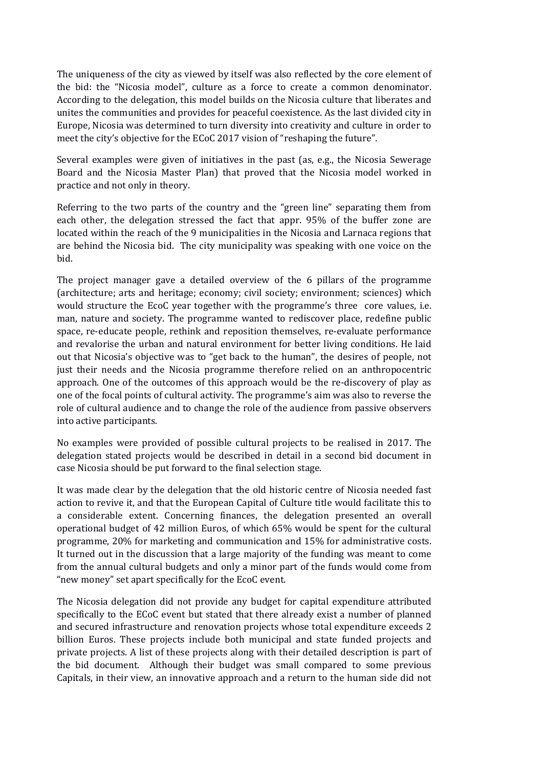The uniqueness of the city as viewed by itself was also reflected by the core element of the bid: the "Nicosia model", culture as a force to create a common denominator. According to the delegation, this model builds on the Nicosia culture that liberates and unites the communities and provides for peaceful coexistence. As the last divided city in Europe, Nicosia was determined to turn diversity into creativity and culture in order to meet the city's objective for the ECoC 2017 vision of "reshaping the future".

Several examples were given of initiatives in the past (as, e.g., the Nicosia Sewerage Board and the Nicosia Master Plan) that proved that the Nicosia model worked in practice and not only in theory.

Referring to the two parts of the country and the "green line" separating them from each other, the delegation stressed the fact that appr. 95% of the buffer zone are located within the reach of the 9 municipalities in the Nicosia and Larnaca regions that are behind the Nicosia bid. The city municipality was speaking with one voice on the bid.

The project manager gave a detailed overview of the 6 pillars of the programme (architecture; arts and heritage; economy; civil society; environment; sciences) which would structure the EcoC year together with the programme's three core values, i.e. man, nature and society. The programme wanted to rediscover place, redefine public space, re-educate people, rethink and reposition themselves, re-evaluate performance and revalorise the urban and natural environment for better living conditions. He laid out that Nicosia's objective was to "get back to the human", the desires of people, not just their needs and the Nicosia programme therefore relied on an anthropocentric approach. One of the outcomes of this approach would be the re-discovery of play as one of the focal points of cultural activity. The programme's aim was also to reverse the role of cultural audience and to change the role of the audience from passive observers into active participants.

No examples were provided of possible cultural projects to be realised in 2017. The delegation stated projects would be described in detail in a second bid document in case Nicosia should be put forward to the final selection stage.

It was made clear by the delegation that the old historic centre of Nicosia needed fast action to revive it, and that the European Capital of Culture title would facilitate this to a considerable extent. Concerning finances, the delegation presented an overall operational budget of 42 million Euros, of which 65% would be spent for the cultural programme, 20% for marketing and communication and 15% for administrative costs. It turned out in the discussion that a large majority of the funding was meant to come from the annual cultural budgets and only a minor part of the funds would come from "new money" set apart specifically for the EcoC event.

The Nicosia delegation did not provide any budget for capital expenditure attributed specifically to the ECoC event but stated that there already exist a number of planned and secured infrastructure and renovation projects whose total expenditure exceeds 2 billion Euros. These projects include both municipal and state funded projects and private projects. A list of these projects along with their detailed description is part of the bid document. Although their budget was small compared to some previous Capitals, in their view, an innovative approach and a return to the human side did not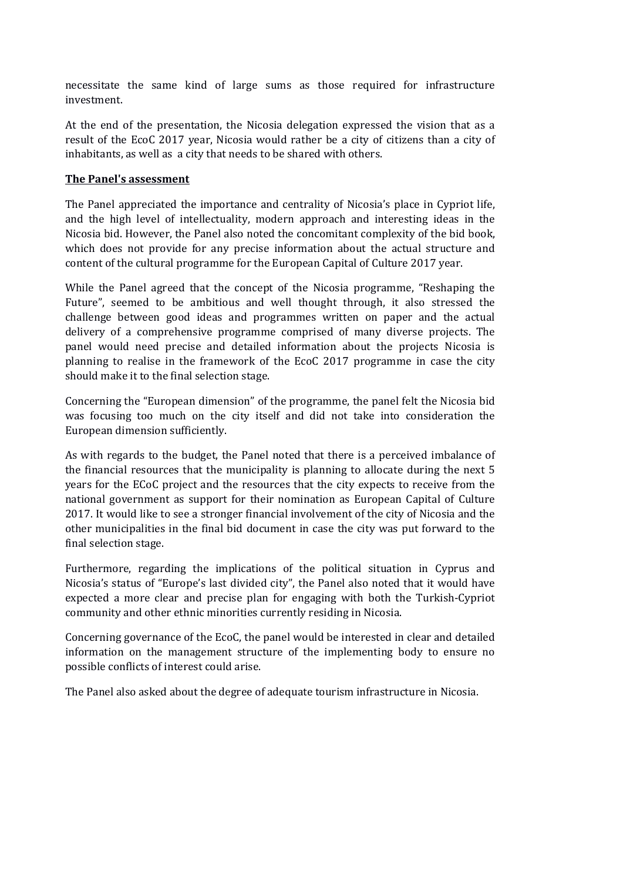necessitate the same kind of large sums as those required for infrastructure investment.

At the end of the presentation, the Nicosia delegation expressed the vision that as a result of the EcoC 2017 year, Nicosia would rather be a city of citizens than a city of inhabitants, as well as a city that needs to be shared with others.

**The Panel's assessment**

The Panel appreciated the importance and centrality of Nicosia's place in Cypriot life, and the high level of intellectuality, modern approach and interesting ideas in the Nicosia bid. However, the Panel also noted the concomitant complexity of the bid book, which does not provide for any precise information about the actual structure and content of the cultural programme for the European Capital of Culture 2017 year.

While the Panel agreed that the concept of the Nicosia programme, "Reshaping the Future", seemed to be ambitious and well thought through, it also stressed the challenge between good ideas and programmes written on paper and the actual delivery of a comprehensive programme comprised of many diverse projects. The panel would need precise and detailed information about the projects Nicosia is planning to realise in the framework of the EcoC 2017 programme in case the city should make it to the final selection stage.

Concerning the "European dimension" of the programme, the panel felt the Nicosia bid was focusing too much on the city itself and did not take into consideration the European dimension sufficiently.

As with regards to the budget, the Panel noted that there is a perceived imbalance of the financial resources that the municipality is planning to allocate during the next 5 years for the ECoC project and the resources that the city expects to receive from the national government as support for their nomination as European Capital of Culture 2017. It would like to see a stronger financial involvement of the city of Nicosia and the other municipalities in the final bid document in case the city was put forward to the final selection stage.

Furthermore, regarding the implications of the political situation in Cyprus and Nicosia's status of "Europe's last divided city", the Panel also noted that it would have expected a more clear and precise plan for engaging with both the Turkish-Cypriot community and other ethnic minorities currently residing in Nicosia.

Concerning governance of the EcoC, the panel would be interested in clear and detailed information on the management structure of the implementing body to ensure no possible conflicts of interest could arise.

The Panel also asked about the degree of adequate tourism infrastructure in Nicosia.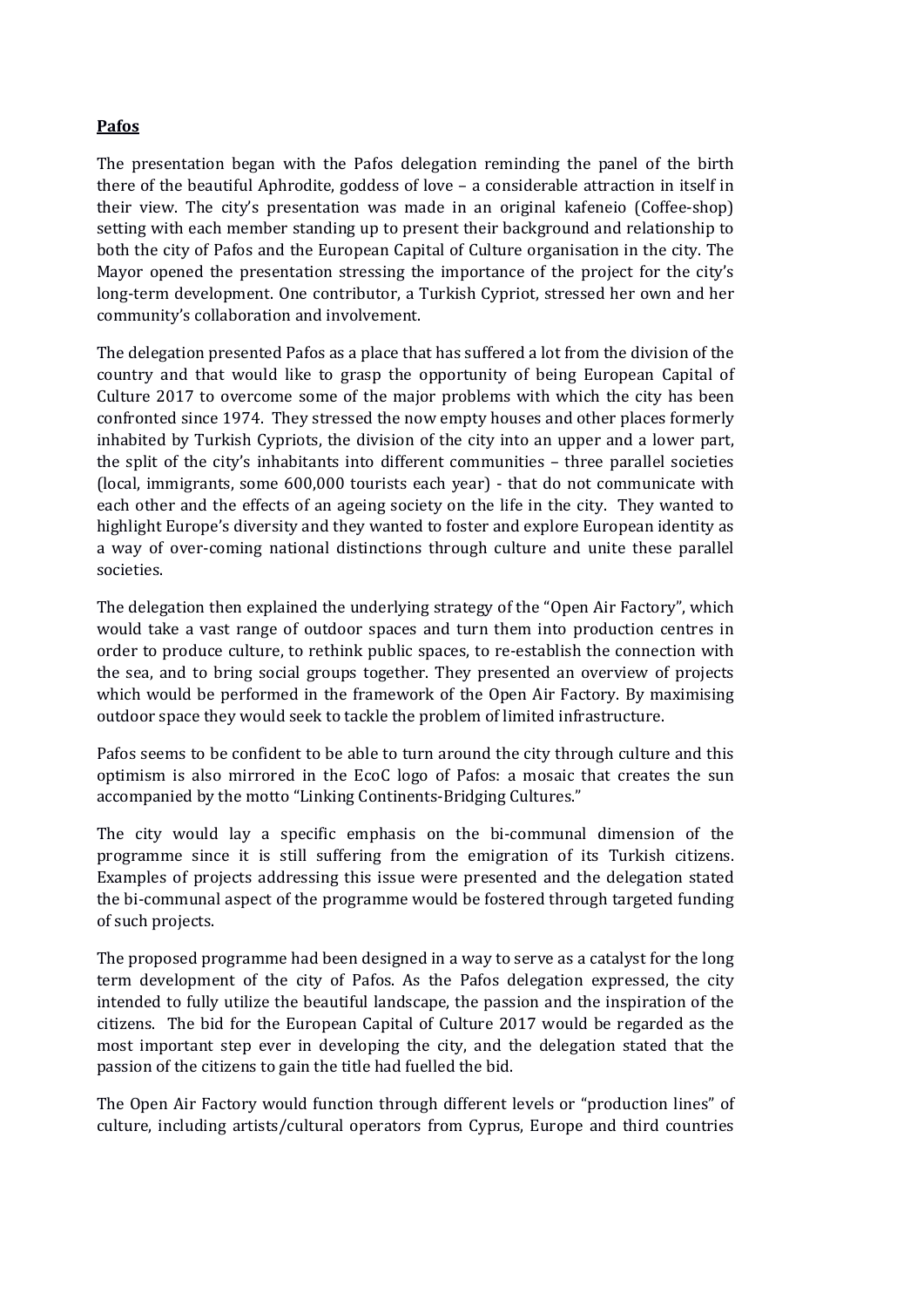**Pafos**

The presentation began with the Pafos delegation reminding the panel of the birth there of the beautiful Aphrodite, goddess of love – a considerable attraction in itself in their view. The city's presentation was made in an original kafeneio (Coffee-shop) setting with each member standing up to present their background and relationship to both the city of Pafos and the European Capital of Culture organisation in the city. The Mayor opened the presentation stressing the importance of the project for the city's long-term development. One contributor, a Turkish Cypriot, stressed her own and her community's collaboration and involvement.

The delegation presented Pafos as a place that has suffered a lot from the division of the country and that would like to grasp the opportunity of being European Capital of Culture 2017 to overcome some of the major problems with which the city has been confronted since 1974. They stressed the now empty houses and other places formerly inhabited by Turkish Cypriots, the division of the city into an upper and a lower part, the split of the city's inhabitants into different communities – three parallel societies (local, immigrants, some 600,000 tourists each year) - that do not communicate with each other and the effects of an ageing society on the life in the city. They wanted to highlight Europe's diversity and they wanted to foster and explore European identity as a way of over-coming national distinctions through culture and unite these parallel societies.

The delegation then explained the underlying strategy of the "Open Air Factory", which would take a vast range of outdoor spaces and turn them into production centres in order to produce culture, to rethink public spaces, to re-establish the connection with the sea, and to bring social groups together. They presented an overview of projects which would be performed in the framework of the Open Air Factory. By maximising outdoor space they would seek to tackle the problem of limited infrastructure.

Pafos seems to be confident to be able to turn around the city through culture and this optimism is also mirrored in the EcoC logo of Pafos: a mosaic that creates the sun accompanied by the motto "Linking Continents-Bridging Cultures."

The city would lay a specific emphasis on the bi-communal dimension of the programme since it is still suffering from the emigration of its Turkish citizens. Examples of projects addressing this issue were presented and the delegation stated the bi-communal aspect of the programme would be fostered through targeted funding of such projects.

The proposed programme had been designed in a way to serve as a catalyst for the long term development of the city of Pafos. As the Pafos delegation expressed, the city intended to fully utilize the beautiful landscape, the passion and the inspiration of the citizens. The bid for the European Capital of Culture 2017 would be regarded as the most important step ever in developing the city, and the delegation stated that the passion of the citizens to gain the title had fuelled the bid.

The Open Air Factory would function through different levels or "production lines" of culture, including artists/cultural operators from Cyprus, Europe and third countries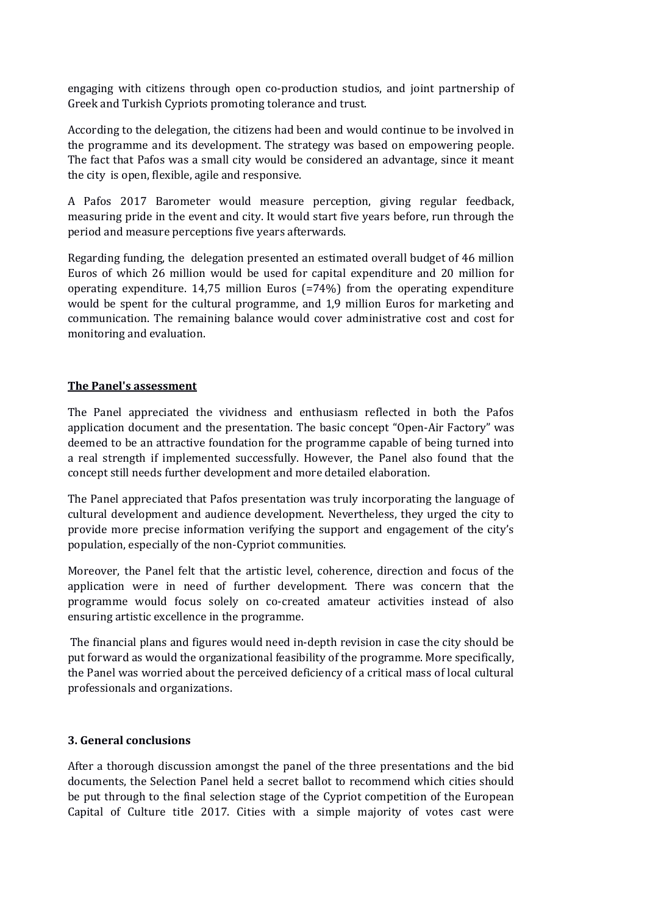engaging with citizens through open co-production studios, and joint partnership of Greek and Turkish Cypriots promoting tolerance and trust.

According to the delegation, the citizens had been and would continue to be involved in the programme and its development. The strategy was based on empowering people. The fact that Pafos was a small city would be considered an advantage, since it meant the city is open, flexible, agile and responsive.

A Pafos 2017 Barometer would measure perception, giving regular feedback, measuring pride in the event and city. It would start five years before, run through the period and measure perceptions five years afterwards.

Regarding funding, the delegation presented an estimated overall budget of 46 million Euros of which 26 million would be used for capital expenditure and 20 million for operating expenditure. 14,75 million Euros (=74%) from the operating expenditure would be spent for the cultural programme, and 1,9 million Euros for marketing and communication. The remaining balance would cover administrative cost and cost for monitoring and evaluation.

**The Panel's assessment**

The Panel appreciated the vividness and enthusiasm reflected in both the Pafos application document and the presentation. The basic concept "Open-Air Factory" was deemed to be an attractive foundation for the programme capable of being turned into a real strength if implemented successfully. However, the Panel also found that the concept still needs further development and more detailed elaboration.

The Panel appreciated that Pafos presentation was truly incorporating the language of cultural development and audience development. Nevertheless, they urged the city to provide more precise information verifying the support and engagement of the city's population, especially of the non-Cypriot communities.

Moreover, the Panel felt that the artistic level, coherence, direction and focus of the application were in need of further development. There was concern that the programme would focus solely on co-created amateur activities instead of also ensuring artistic excellence in the programme.

The financial plans and figures would need in-depth revision in case the city should be put forward as would the organizational feasibility of the programme. More specifically, the Panel was worried about the perceived deficiency of a critical mass of local cultural professionals and organizations.

### 3. General conclusions

After a thorough discussion amongst the panel of the three presentations and the bid documents, the Selection Panel held a secret ballot to recommend which cities should be put through to the final selection stage of the Cypriot competition of the European Capital of Culture title 2017. Cities with a simple majority of votes cast were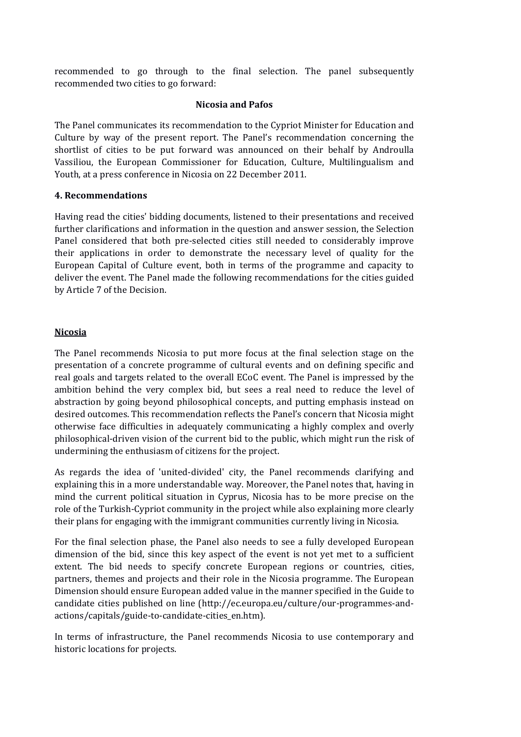recommended to go through to the final selection. The panel subsequently recommended two cities to go forward:

**Nicosia and Pafos**

The Panel communicates its recommendation to the Cypriot Minister for Education and Culture by way of the present report. The Panel's recommendation concerning the shortlist of cities to be put forward was announced on their behalf by Androulla Vassiliou, the European Commissioner for Education, Culture, Multilingualism and Youth, at a press conference in Nicosia on 22 December 2011.

## 4. Recommendations

Having read the cities' bidding documents, listened to their presentations and received further clarifications and information in the question and answer session, the Selection Panel considered that both pre-selected cities still needed to considerably improve their applications in order to demonstrate the necessary level of quality for the European Capital of Culture event, both in terms of the programme and capacity to deliver the event. The Panel made the following recommendations for the cities guided by Article 7 of the Decision.

### Nicosia

The Panel recommends Nicosia to put more focus at the final selection stage on the presentation of a concrete programme of cultural events and on defining specific and real goals and targets related to the overall ECoC event. The Panel is impressed by the ambition behind the very complex bid, but sees a real need to reduce the level of abstraction by going beyond philosophical concepts, and putting emphasis instead on desired outcomes. This recommendation reflects the Panel's concern that Nicosia might otherwise face difficulties in adequately communicating a highly complex and overly philosophical-driven vision of the current bid to the public, which might run the risk of undermining the enthusiasm of citizens for the project.

As regards the idea of 'united-divided' city, the Panel recommends clarifying and explaining this in a more understandable way. Moreover, the Panel notes that, having in mind the current political situation in Cyprus, Nicosia has to be more precise on the role of the Turkish-Cypriot community in the project while also explaining more clearly their plans for engaging with the immigrant communities currently living in Nicosia.

For the final selection phase, the Panel also needs to see a fully developed European dimension of the bid, since this key aspect of the event is not yet met to a sufficient extent. The bid needs to specify concrete European regions or countries, cities, partners, themes and projects and their role in the Nicosia programme. The European Dimension should ensure European added value in the manner specified in the Guide to candidate cities published on line (http://ec.europa.eu/culture/our-programmes-and-actions/capitals/guide-to-candidate-cities_en.htm).

In terms of infrastructure, the Panel recommends Nicosia to use contemporary and historic locations for projects.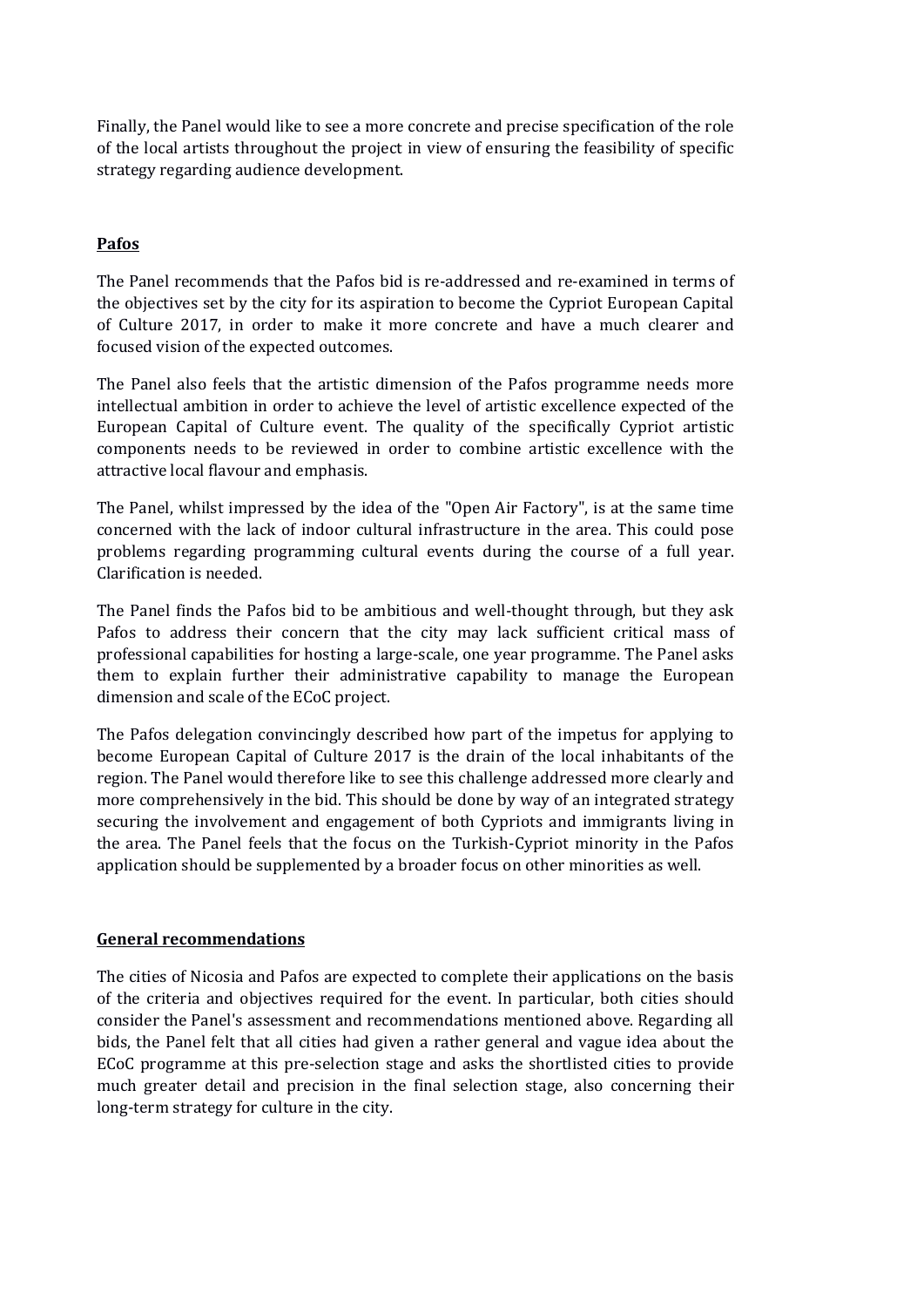Finally, the Panel would like to see a more concrete and precise specification of the role of the local artists throughout the project in view of ensuring the feasibility of specific strategy regarding audience development.

**Pafos**

The Panel recommends that the Pafos bid is re-addressed and re-examined in terms of the objectives set by the city for its aspiration to become the Cypriot European Capital of Culture 2017, in order to make it more concrete and have a much clearer and focused vision of the expected outcomes.

The Panel also feels that the artistic dimension of the Pafos programme needs more intellectual ambition in order to achieve the level of artistic excellence expected of the European Capital of Culture event. The quality of the specifically Cypriot artistic components needs to be reviewed in order to combine artistic excellence with the attractive local flavour and emphasis.

The Panel, whilst impressed by the idea of the "Open Air Factory", is at the same time concerned with the lack of indoor cultural infrastructure in the area. This could pose problems regarding programming cultural events during the course of a full year. Clarification is needed.

The Panel finds the Pafos bid to be ambitious and well-thought through, but they ask Pafos to address their concern that the city may lack sufficient critical mass of professional capabilities for hosting a large-scale, one year programme. The Panel asks them to explain further their administrative capability to manage the European dimension and scale of the ECoC project.

The Pafos delegation convincingly described how part of the impetus for applying to become European Capital of Culture 2017 is the drain of the local inhabitants of the region. The Panel would therefore like to see this challenge addressed more clearly and more comprehensively in the bid. This should be done by way of an integrated strategy securing the involvement and engagement of both Cypriots and immigrants living in the area. The Panel feels that the focus on the Turkish-Cypriot minority in the Pafos application should be supplemented by a broader focus on other minorities as well.

**General recommendations**

The cities of Nicosia and Pafos are expected to complete their applications on the basis of the criteria and objectives required for the event. In particular, both cities should consider the Panel's assessment and recommendations mentioned above. Regarding all bids, the Panel felt that all cities had given a rather general and vague idea about the ECoC programme at this pre-selection stage and asks the shortlisted cities to provide much greater detail and precision in the final selection stage, also concerning their long-term strategy for culture in the city.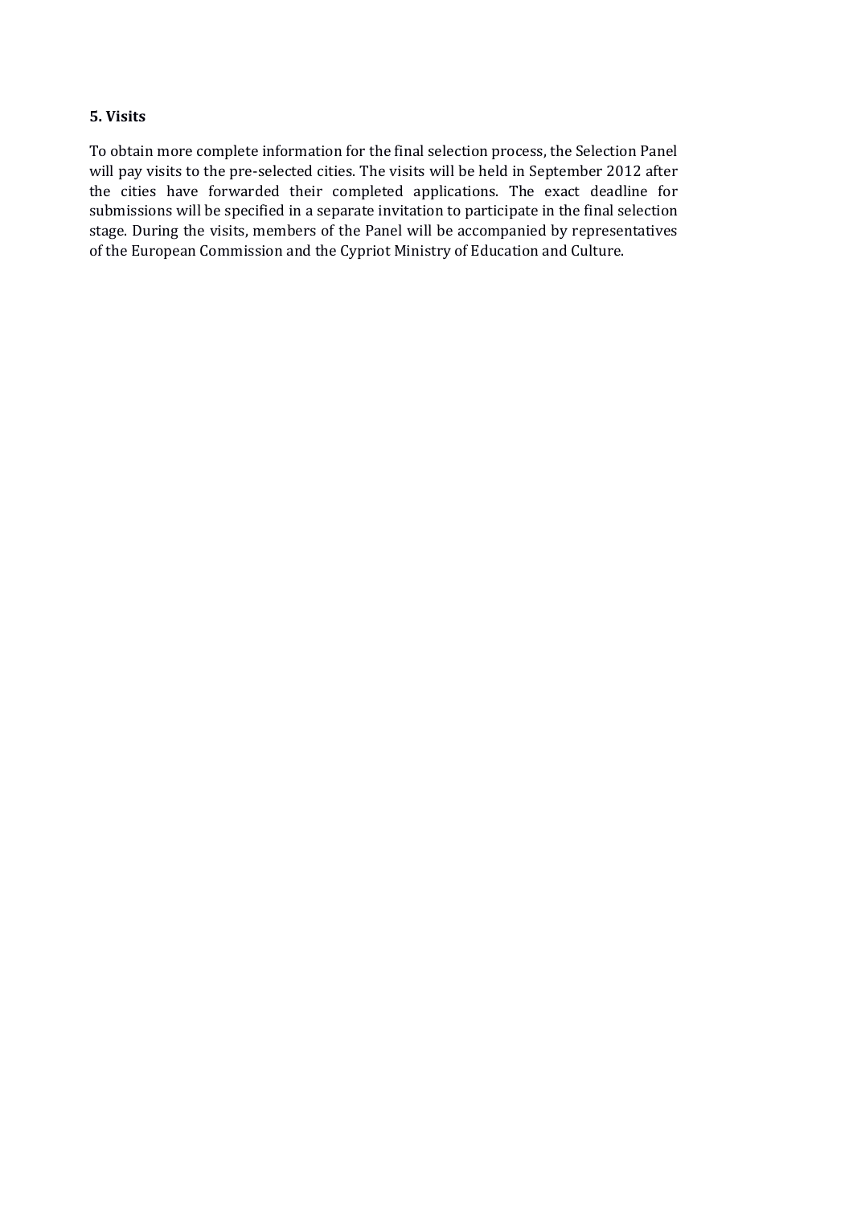## 5. Visits

To obtain more complete information for the final selection process, the Selection Panel will pay visits to the pre-selected cities. The visits will be held in September 2012 after the cities have forwarded their completed applications. The exact deadline for submissions will be specified in a separate invitation to participate in the final selection stage. During the visits, members of the Panel will be accompanied by representatives of the European Commission and the Cypriot Ministry of Education and Culture.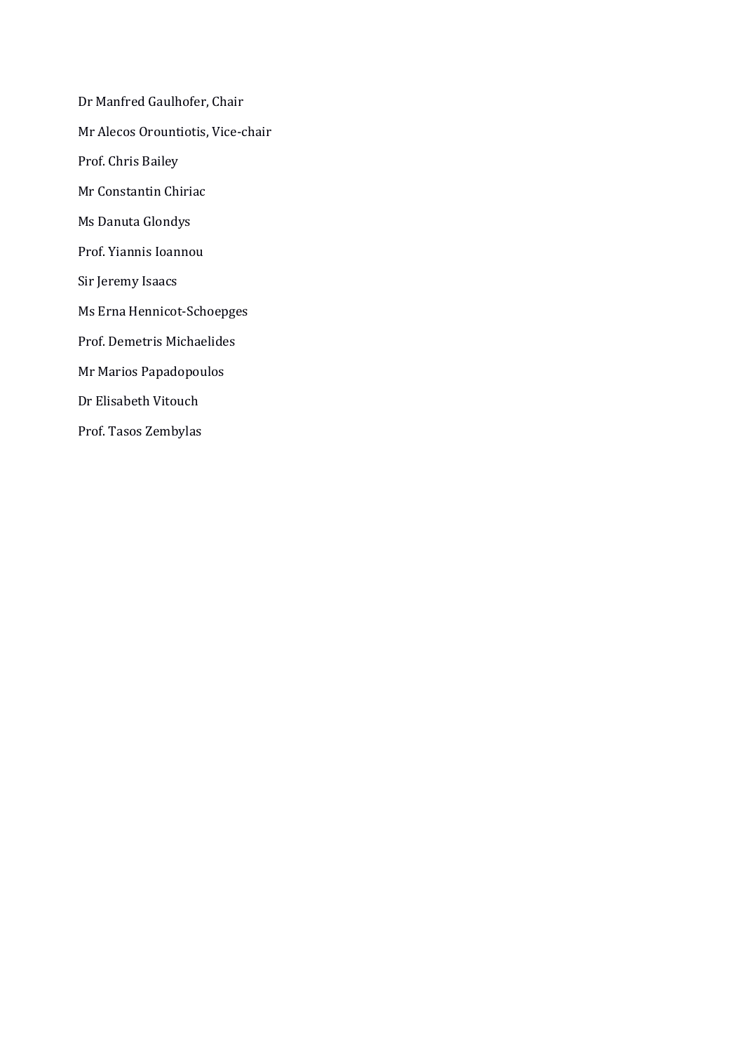Dr Manfred Gaulhofer, Chair

Mr Alecos Orountiotis, Vice-chair

Prof. Chris Bailey

Mr Constantin Chiriac

Ms Danuta Glondys

Prof. Yiannis Ioannou

Sir Jeremy Isaacs

Ms Erna Hennicot-Schoepges

Prof. Demetris Michaelides

Mr Marios Papadopoulos

Dr Elisabeth Vitouch

Prof. Tasos Zembylas